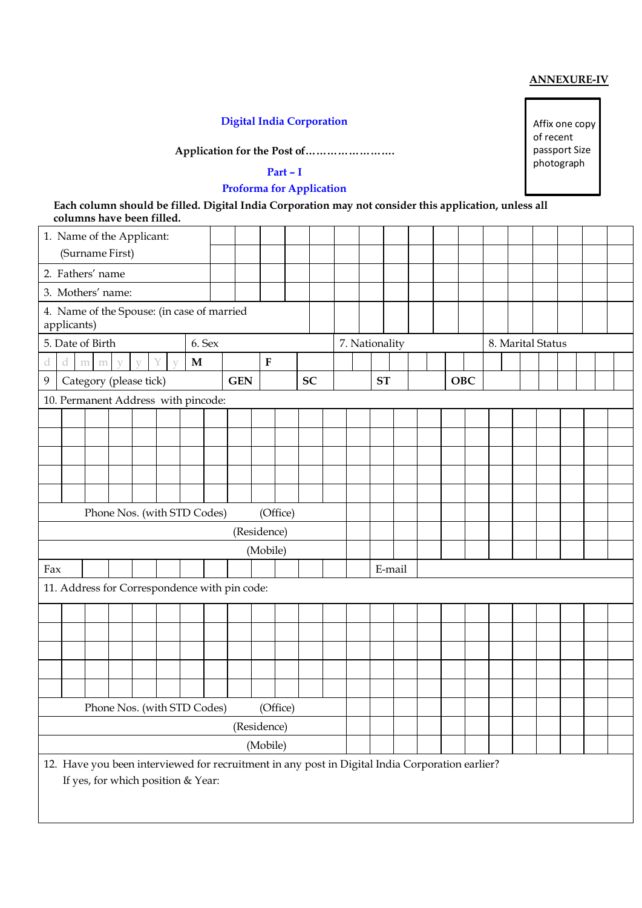**ANNEXURE-IV**

Affix one copy of recent passport Size photograph

## Digital India Corporation

**Application for the Post of…………………….**

### Part – I

### Proforma for Application

**Each column should be filled. Digital India Corporation may not consider this application, unless all columns have been filled.**

| | | | | | | | | |
|---|---|---|---|---|---|---|---|---|
| 1. Name of the Applicant: (Surname First) | | | | | | | | |
| 2. Fathers' name | | | | | | | | |
| 3. Mothers' name: | | | | | | | | |
| 4. Name of the Spouse: (in case of married applicants) | | | | | | | | |
| 5. Date of Birth | 6. Sex | | | 7. Nationality | | 8. Marital Status | | |
| d d m m y y Y y | **M** | | **F** | | | | | |
| 9 Category (please tick) | **GEN** | | **SC** | | **ST** | | **OBC** | |
| 10. Permanent Address with pincode: | | | | | | | | |
| | | | | | | | | |
| | | | | | | | | |
| | | | | | | | | |
| | | | | | | | | |
| | | | | | | | | |
| Phone Nos. (with STD Codes) (Office) | | | | | | | | |
| (Residence) | | | | | | | | |
| (Mobile) | | | | | | | | |
| Fax | | | | | E-mail | | | |
| 11. Address for Correspondence with pin code: | | | | | | | | |
| | | | | | | | | |
| | | | | | | | | |
| | | | | | | | | |
| | | | | | | | | |
| | | | | | | | | |
| Phone Nos. (with STD Codes) (Office) | | | | | | | | |
| (Residence) | | | | | | | | |
| (Mobile) | | | | | | | | |
| 12. Have you been interviewed for recruitment in any post in Digital India Corporation earlier? If yes, for which position & Year: | | | | | | | | |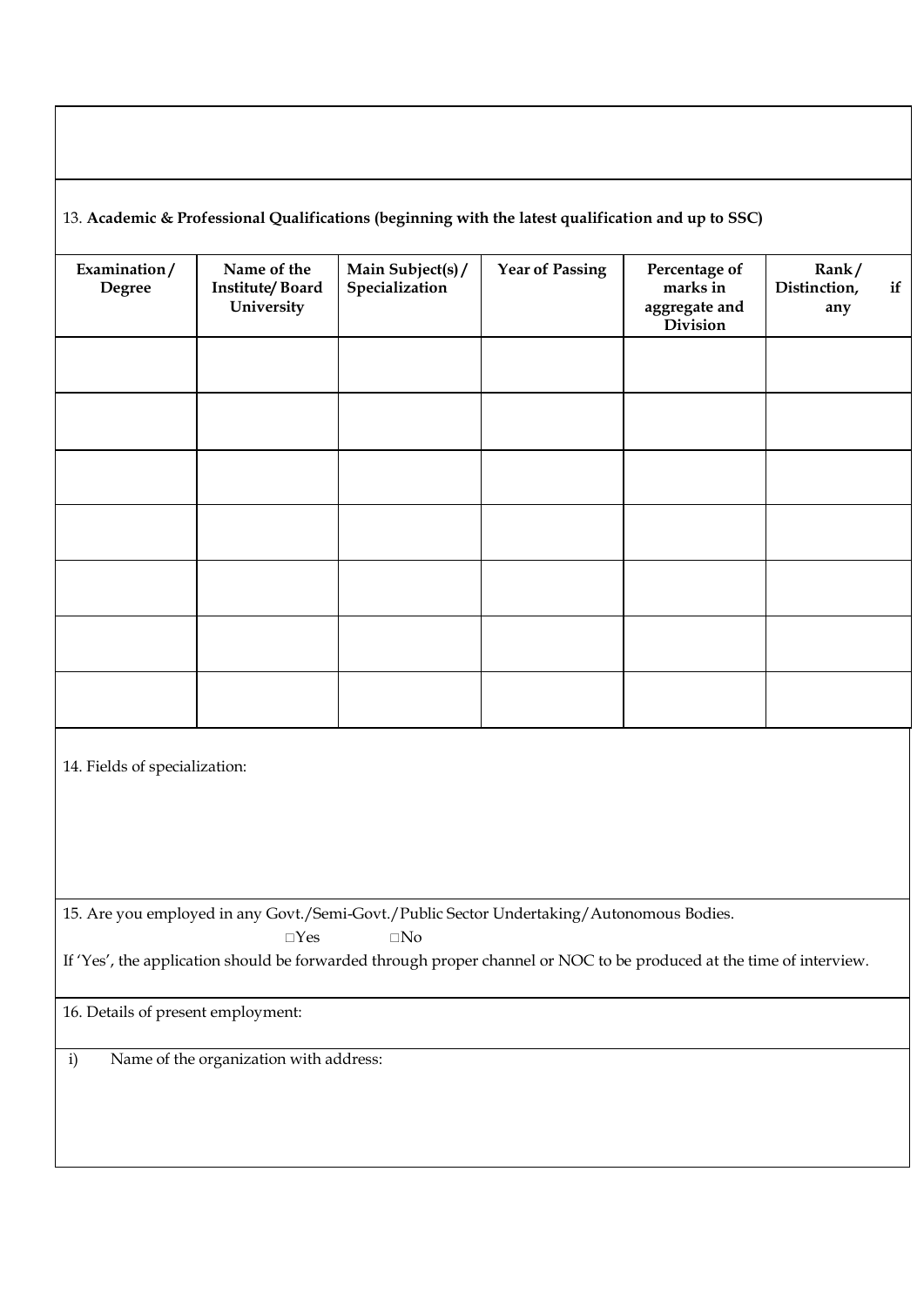13. **Academic & Professional Qualifications (beginning with the latest qualification and up to SSC)**

| **Examination/ Degree** | **Name of the Institute/ Board University** | **Main Subject(s)/ Specialization** | **Year of Passing** | **Percentage of marks in aggregate and Division** | **Rank/ Distinction, if any** |
|---|---|---|---|---|---|
| | | | | | |
| | | | | | |
| | | | | | |
| | | | | | |
| | | | | | |
| | | | | | |
| | | | | | |

14. Fields of specialization:

15. Are you employed in any Govt./Semi-Govt./Public Sector Undertaking/Autonomous Bodies.

□Yes □No

If 'Yes', the application should be forwarded through proper channel or NOC to be produced at the time of interview.

16. Details of present employment:

i) Name of the organization with address: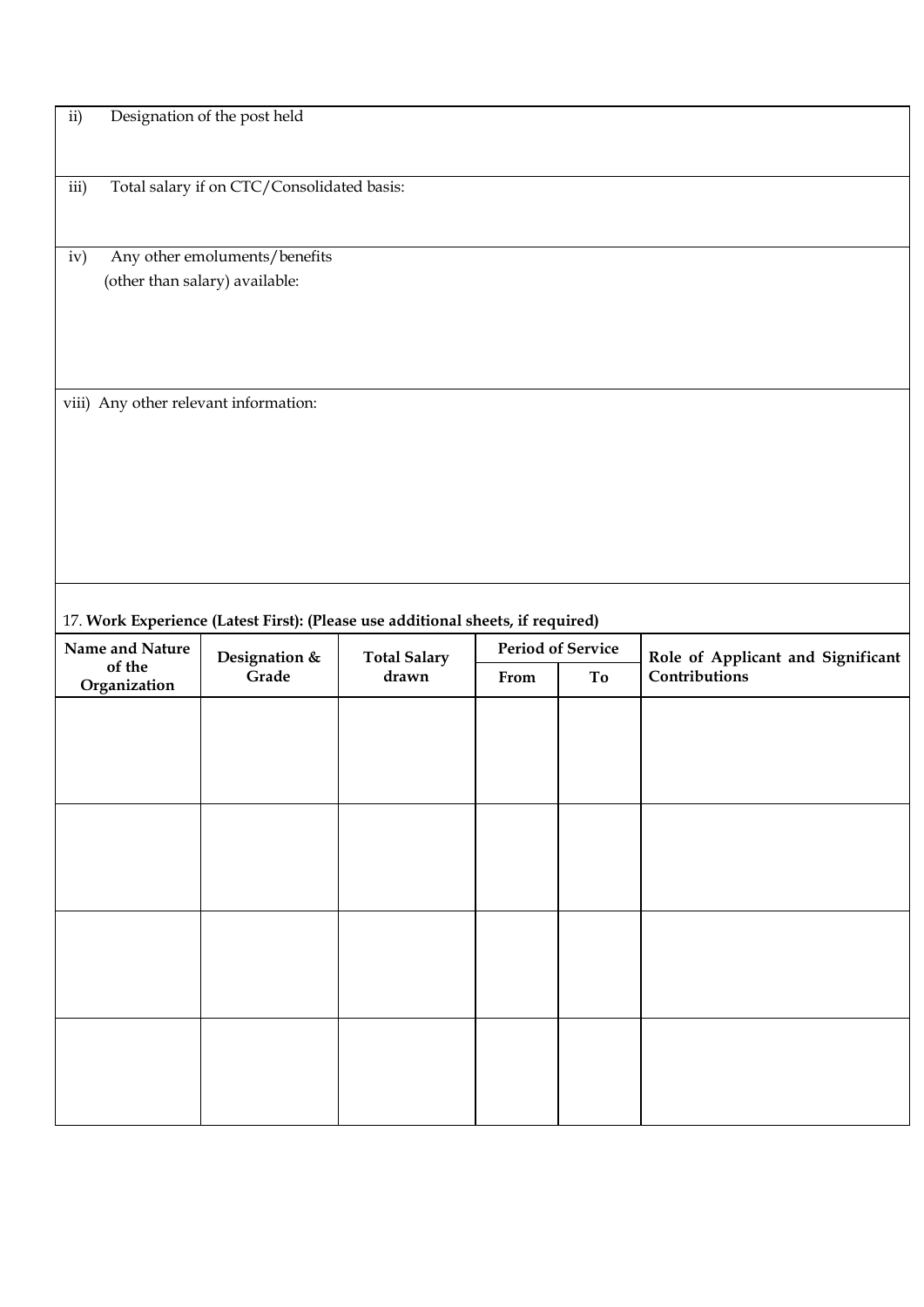| |
|---|
| ii) Designation of the post held |
| iii) Total salary if on CTC/Consolidated basis: |
| iv) Any other emoluments/benefits (other than salary) available: |
| viii) Any other relevant information: |

17. **Work Experience (Latest First): (Please use additional sheets, if required)**

| Name and Nature of the Organization | Designation & Grade | Total Salary drawn | Period of Service | | Role of Applicant and Significant Contributions |
|---|---|---|---|---|---|
| | | | From | To | |
| | | | | | |
| | | | | | |
| | | | | | |
| | | | | | |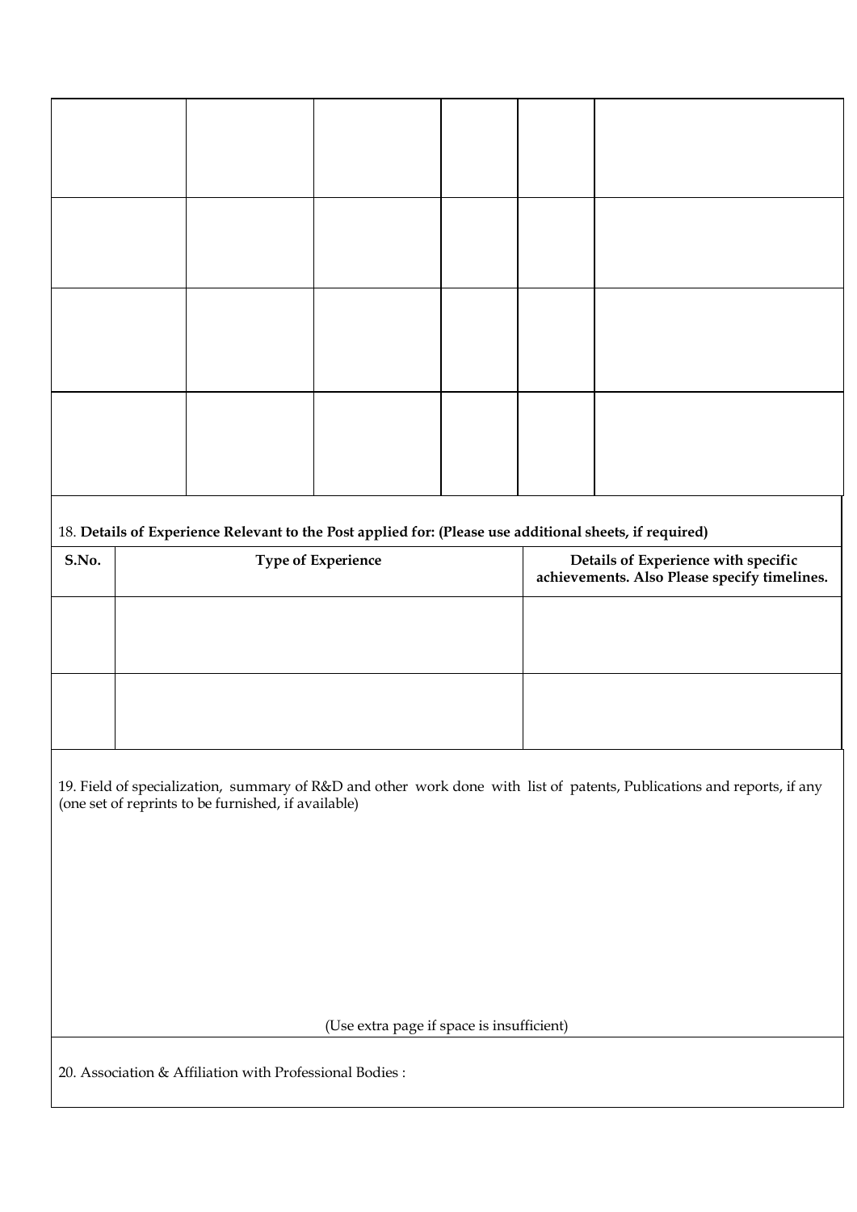| | | | | | |
|---|---|---|---|---|---|
| | | | | | |
| | | | | | |
| | | | | | |
| | | | | | |

18. **Details of Experience Relevant to the Post applied for: (Please use additional sheets, if required)**

| S.No. | Type of Experience | Details of Experience with specific achievements. Also Please specify timelines. |
|---|---|---|
| | | |
| | | |

19. Field of specialization, summary of R&D and other work done with list of patents, Publications and reports, if any (one set of reprints to be furnished, if available)

(Use extra page if space is insufficient)

20. Association & Affiliation with Professional Bodies :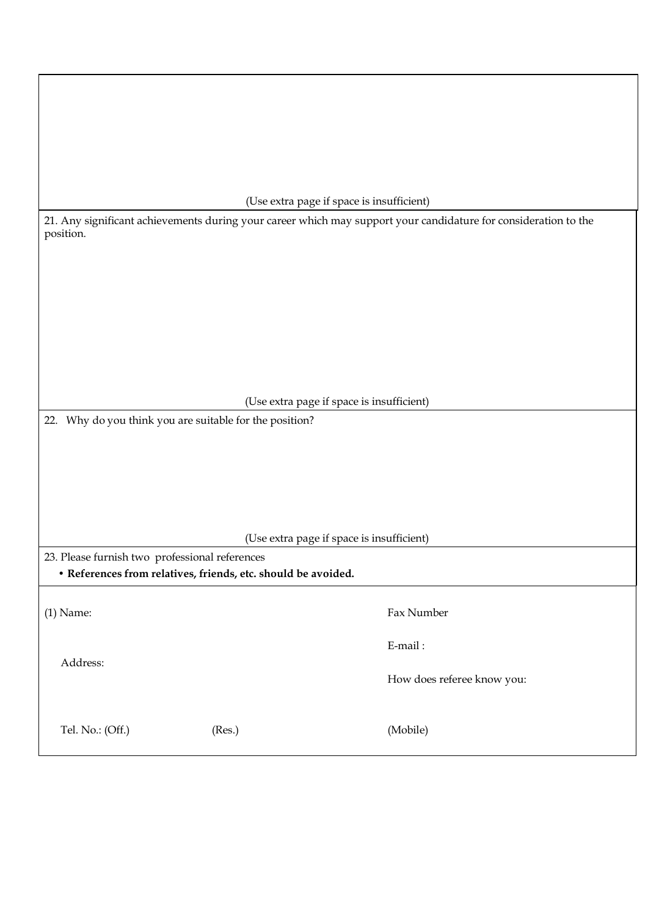(Use extra page if space is insufficient)

21. Any significant achievements during your career which may support your candidature for consideration to the position.

(Use extra page if space is insufficient)

22. Why do you think you are suitable for the position?

(Use extra page if space is insufficient)

23. Please furnish two professional references

- **References from relatives, friends, etc. should be avoided.**

(1) Name:

Fax Number

E-mail :

Address:

How does referee know you:

Tel. No.: (Off.) (Res.) (Mobile)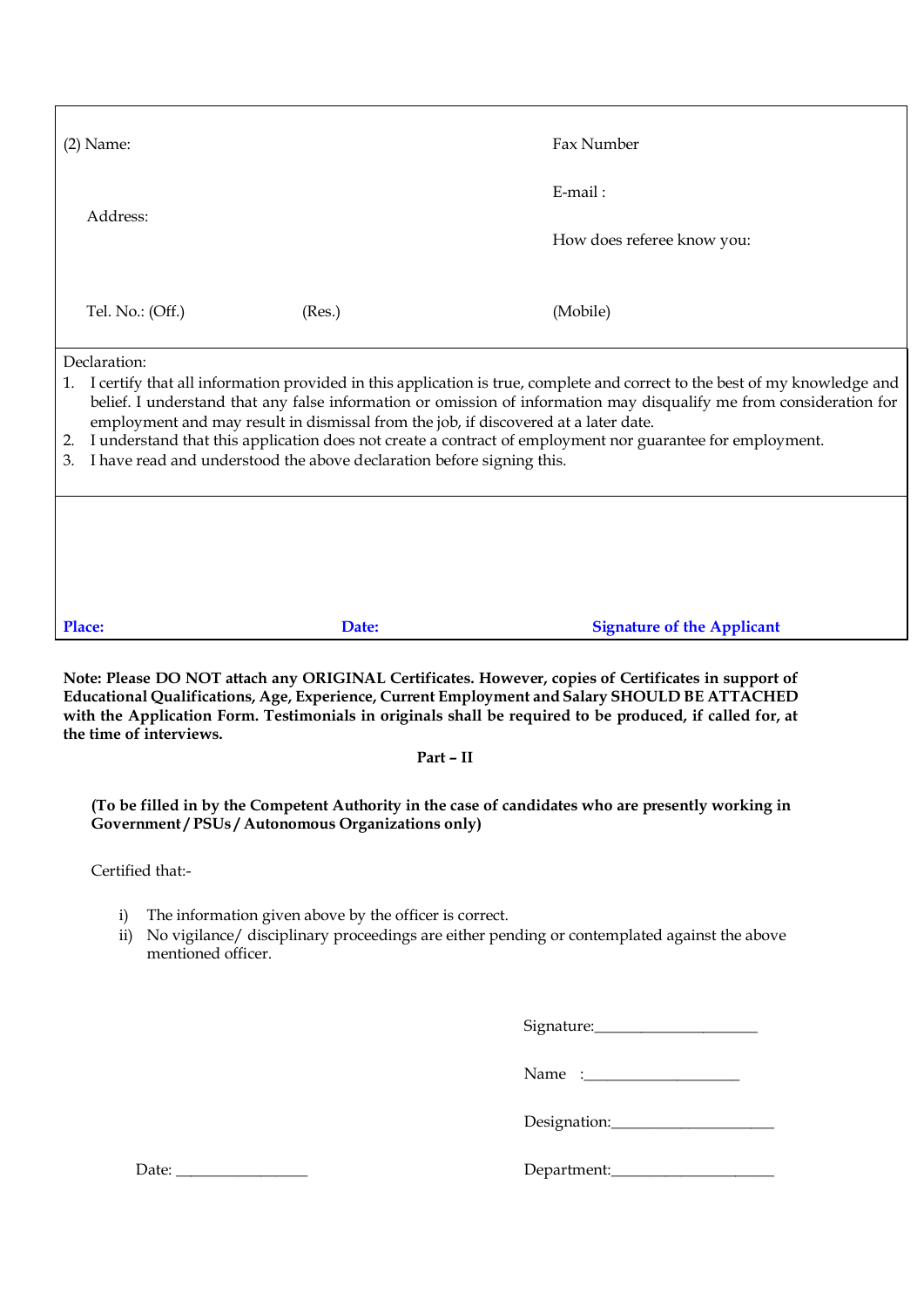| | | |
|---|---|---|
| (2) Name: | | Fax Number |
| | | E-mail : |
| Address: | | How does referee know you: |
| Tel. No.: (Off.) | (Res.) | (Mobile) |

Declaration:

1. I certify that all information provided in this application is true, complete and correct to the best of my knowledge and belief. I understand that any false information or omission of information may disqualify me from consideration for employment and may result in dismissal from the job, if discovered at a later date.
2. I understand that this application does not create a contract of employment nor guarantee for employment.
3. I have read and understood the above declaration before signing this.

**Place:** **Date:** **Signature of the Applicant**

**Note: Please DO NOT attach any ORIGINAL Certificates. However, copies of Certificates in support of Educational Qualifications, Age, Experience, Current Employment and Salary SHOULD BE ATTACHED with the Application Form. Testimonials in originals shall be required to be produced, if called for, at the time of interviews.**

## Part – II

**(To be filled in by the Competent Authority in the case of candidates who are presently working in Government / PSUs / Autonomous Organizations only)**

Certified that:-

i) The information given above by the officer is correct.
ii) No vigilance/ disciplinary proceedings are either pending or contemplated against the above mentioned officer.

Signature:____________________

Name :___________________

Designation:____________________

Date: ________________

Department:____________________